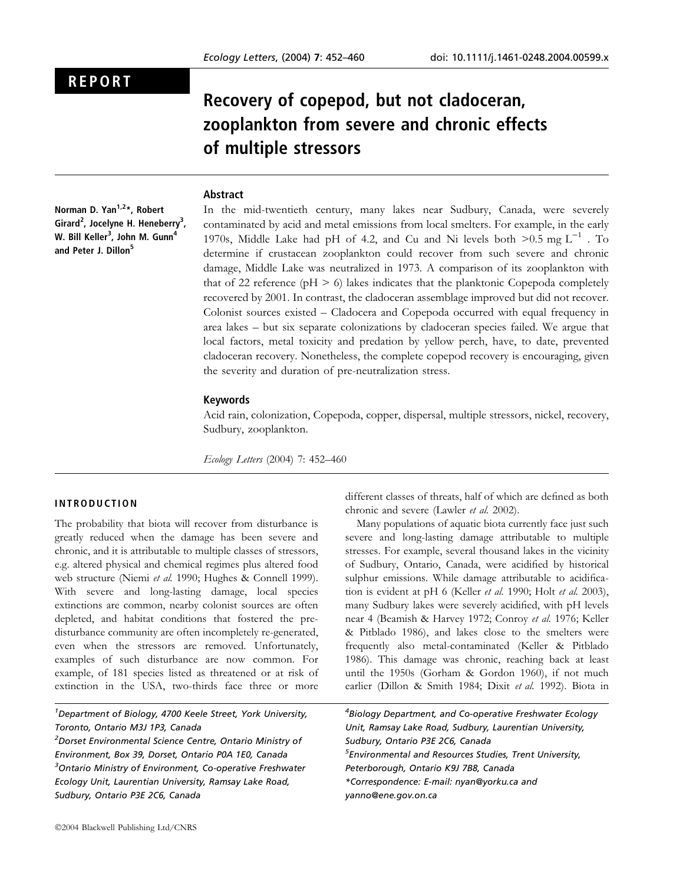REPORT

# Recovery of copepod, but not cladoceran, zooplankton from severe and chronic effects of multiple stressors

**Norman D. Yan[1,2]*, Robert Girard[2], Jocelyne H. Heneberry[3], W. Bill Keller[3], John M. Gunn[4] and Peter J. Dillon[5]**

## Abstract

In the mid-twentieth century, many lakes near Sudbury, Canada, were severely contaminated by acid and metal emissions from local smelters. For example, in the early 1970s, Middle Lake had pH of 4.2, and Cu and Ni levels both >0.5 mg $L^{-1}$. To determine if crustacean zooplankton could recover from such severe and chronic damage, Middle Lake was neutralized in 1973. A comparison of its zooplankton with that of 22 reference (pH > 6) lakes indicates that the planktonic Copepoda completely recovered by 2001. In contrast, the cladoceran assemblage improved but did not recover. Colonist sources existed – Cladocera and Copepoda occurred with equal frequency in area lakes – but six separate colonizations by cladoceran species failed. We argue that local factors, metal toxicity and predation by yellow perch, have, to date, prevented cladoceran recovery. Nonetheless, the complete copepod recovery is encouraging, given the severity and duration of pre-neutralization stress.

## Keywords

Acid rain, colonization, Copepoda, copper, dispersal, multiple stressors, nickel, recovery, Sudbury, zooplankton.

*Ecology Letters* (2004) 7: 452–460

## INTRODUCTION

The probability that biota will recover from disturbance is greatly reduced when the damage has been severe and chronic, and it is attributable to multiple classes of stressors, e.g. altered physical and chemical regimes plus altered food web structure (Niemi *et al.* 1990; Hughes & Connell 1999). With severe and long-lasting damage, local species extinctions are common, nearby colonist sources are often depleted, and habitat conditions that fostered the pre-disturbance community are often incompletely re-generated, even when the stressors are removed. Unfortunately, examples of such disturbance are now common. For example, of 181 species listed as threatened or at risk of extinction in the USA, two-thirds face three or more different classes of threats, half of which are defined as both chronic and severe (Lawler *et al.* 2002).

Many populations of aquatic biota currently face just such severe and long-lasting damage attributable to multiple stresses. For example, several thousand lakes in the vicinity of Sudbury, Ontario, Canada, were acidified by historical sulphur emissions. While damage attributable to acidification is evident at pH 6 (Keller *et al.* 1990; Holt *et al.* 2003), many Sudbury lakes were severely acidified, with pH levels near 4 (Beamish & Harvey 1972; Conroy *et al.* 1976; Keller & Pitblado 1986), and lakes close to the smelters were frequently also metal-contaminated (Keller & Pitblado 1986). This damage was chronic, reaching back at least until the 1950s (Gorham & Gordon 1960), if not much earlier (Dillon & Smith 1984; Dixit *et al.* 1992). Biota in

[1]Department of Biology, 4700 Keele Street, York University, Toronto, Ontario M3J 1P3, Canada
[2]Dorset Environmental Science Centre, Ontario Ministry of Environment, Box 39, Dorset, Ontario P0A 1E0, Canada
[3]Ontario Ministry of Environment, Co-operative Freshwater Ecology Unit, Laurentian University, Ramsay Lake Road, Sudbury, Ontario P3E 2C6, Canada
[4]Biology Department, and Co-operative Freshwater Ecology Unit, Ramsay Lake Road, Sudbury, Laurentian University, Sudbury, Ontario P3E 2C6, Canada
[5]Environmental and Resources Studies, Trent University, Peterborough, Ontario K9J 7B8, Canada
*Correspondence: E-mail: nyan@yorku.ca and yanno@ene.gov.on.ca

©2004 Blackwell Publishing Ltd/CNRS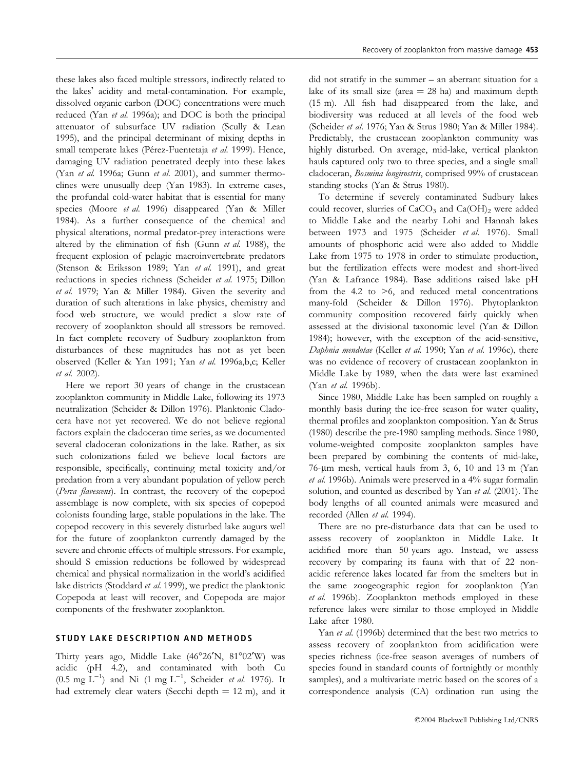these lakes also faced multiple stressors, indirectly related to the lakes' acidity and metal-contamination. For example, dissolved organic carbon (DOC) concentrations were much reduced (Yan *et al.* 1996a); and DOC is both the principal attenuator of subsurface UV radiation (Scully & Lean 1995), and the principal determinant of mixing depths in small temperate lakes (Pérez-Fuentetaja *et al.* 1999). Hence, damaging UV radiation penetrated deeply into these lakes (Yan *et al.* 1996a; Gunn *et al.* 2001), and summer thermoclines were unusually deep (Yan 1983). In extreme cases, the profundal cold-water habitat that is essential for many species (Moore *et al.* 1996) disappeared (Yan & Miller 1984). As a further consequence of the chemical and physical alterations, normal predator-prey interactions were altered by the elimination of fish (Gunn *et al.* 1988), the frequent explosion of pelagic macroinvertebrate predators (Stenson & Eriksson 1989; Yan *et al.* 1991), and great reductions in species richness (Scheider *et al.* 1975; Dillon *et al.* 1979; Yan & Miller 1984). Given the severity and duration of such alterations in lake physics, chemistry and food web structure, we would predict a slow rate of recovery of zooplankton should all stressors be removed. In fact complete recovery of Sudbury zooplankton from disturbances of these magnitudes has not as yet been observed (Keller & Yan 1991; Yan *et al.* 1996a,b,c; Keller *et al.* 2002).

Here we report 30 years of change in the crustacean zooplankton community in Middle Lake, following its 1973 neutralization (Scheider & Dillon 1976). Planktonic Cladocera have not yet recovered. We do not believe regional factors explain the cladoceran time series, as we documented several cladoceran colonizations in the lake. Rather, as six such colonizations failed we believe local factors are responsible, specifically, continuing metal toxicity and/or predation from a very abundant population of yellow perch (*Perca flavescens*). In contrast, the recovery of the copepod assemblage is now complete, with six species of copepod colonists founding large, stable populations in the lake. The copepod recovery in this severely disturbed lake augurs well for the future of zooplankton currently damaged by the severe and chronic effects of multiple stressors. For example, should S emission reductions be followed by widespread chemical and physical normalization in the world's acidified lake districts (Stoddard *et al.* 1999), we predict the planktonic Copepoda at least will recover, and Copepoda are major components of the freshwater zooplankton.

## STUDY LAKE DESCRIPTION AND METHODS

Thirty years ago, Middle Lake (46°26′N, 81°02′W) was acidic (pH 4.2), and contaminated with both Cu (0.5 mg $L^{-1}$) and Ni (1 mg $L^{-1}$, Scheider *et al.* 1976). It had extremely clear waters (Secchi depth = 12 m), and it did not stratify in the summer – an aberrant situation for a lake of its small size (area = 28 ha) and maximum depth (15 m). All fish had disappeared from the lake, and biodiversity was reduced at all levels of the food web (Scheider *et al.* 1976; Yan & Strus 1980; Yan & Miller 1984). Predictably, the crustacean zooplankton community was highly disturbed. On average, mid-lake, vertical plankton hauls captured only two to three species, and a single small cladoceran, *Bosmina longirostris*, comprised 99% of crustacean standing stocks (Yan & Strus 1980).

To determine if severely contaminated Sudbury lakes could recover, slurries of $CaCO_3$ and $Ca(OH)_2$ were added to Middle Lake and the nearby Lohi and Hannah lakes between 1973 and 1975 (Scheider *et al.* 1976). Small amounts of phosphoric acid were also added to Middle Lake from 1975 to 1978 in order to stimulate production, but the fertilization effects were modest and short-lived (Yan & Lafrance 1984). Base additions raised lake pH from the 4.2 to >6, and reduced metal concentrations many-fold (Scheider & Dillon 1976). Phytoplankton community composition recovered fairly quickly when assessed at the divisional taxonomic level (Yan & Dillon 1984); however, with the exception of the acid-sensitive, *Daphnia mendotae* (Keller *et al.* 1990; Yan *et al.* 1996c), there was no evidence of recovery of crustacean zooplankton in Middle Lake by 1989, when the data were last examined (Yan *et al.* 1996b).

Since 1980, Middle Lake has been sampled on roughly a monthly basis during the ice-free season for water quality, thermal profiles and zooplankton composition. Yan & Strus (1980) describe the pre-1980 sampling methods. Since 1980, volume-weighted composite zooplankton samples have been prepared by combining the contents of mid-lake, 76-μm mesh, vertical hauls from 3, 6, 10 and 13 m (Yan *et al.* 1996b). Animals were preserved in a 4% sugar formalin solution, and counted as described by Yan *et al.* (2001). The body lengths of all counted animals were measured and recorded (Allen *et al.* 1994).

There are no pre-disturbance data that can be used to assess recovery of zooplankton in Middle Lake. It acidified more than 50 years ago. Instead, we assess recovery by comparing its fauna with that of 22 non-acidic reference lakes located far from the smelters but in the same zoogeographic region for zooplankton (Yan *et al.* 1996b). Zooplankton methods employed in these reference lakes were similar to those employed in Middle Lake after 1980.

Yan *et al.* (1996b) determined that the best two metrics to assess recovery of zooplankton from acidification were species richness (ice-free season averages of numbers of species found in standard counts of fortnightly or monthly samples), and a multivariate metric based on the scores of a correspondence analysis (CA) ordination run using the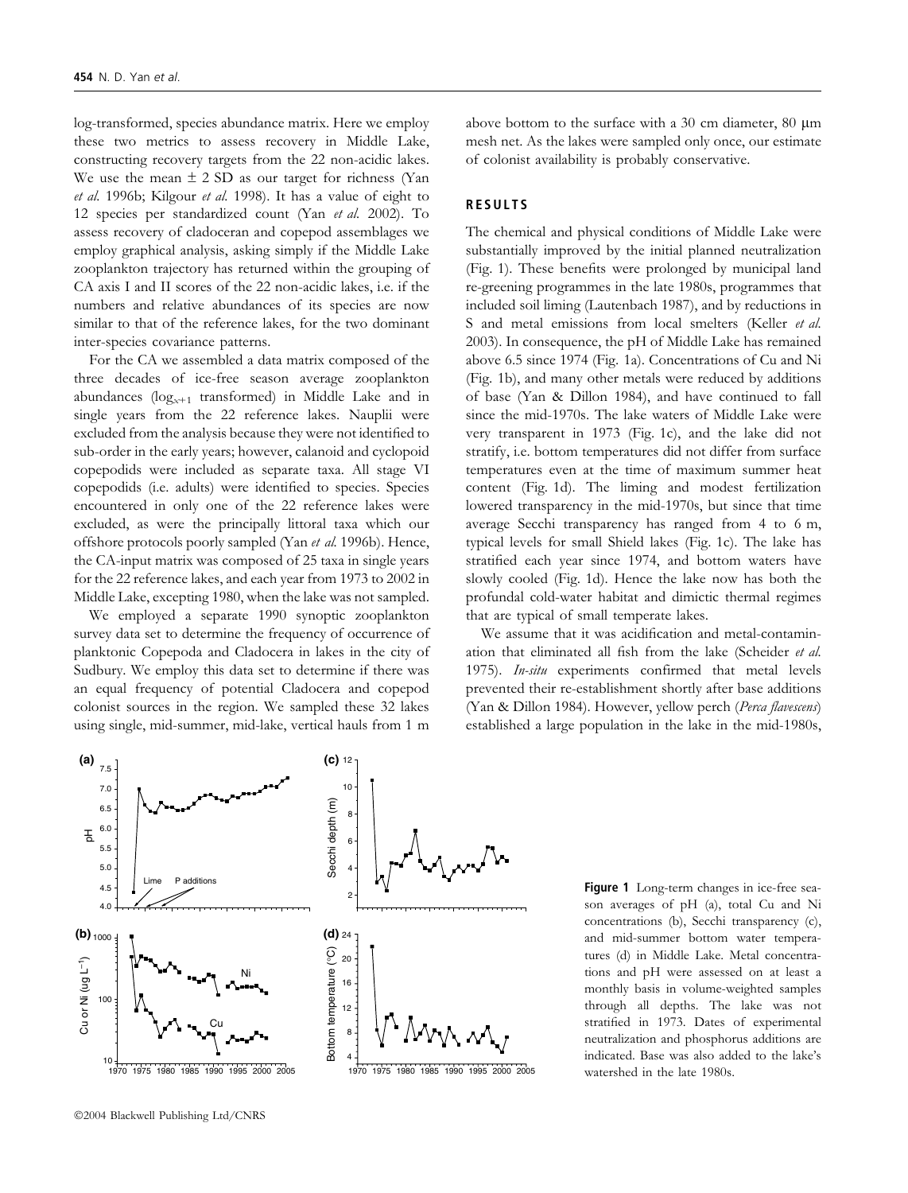log-transformed, species abundance matrix. Here we employ these two metrics to assess recovery in Middle Lake, constructing recovery targets from the 22 non-acidic lakes. We use the mean ± 2 SD as our target for richness (Yan *et al.* 1996b; Kilgour *et al.* 1998). It has a value of eight to 12 species per standardized count (Yan *et al.* 2002). To assess recovery of cladoceran and copepod assemblages we employ graphical analysis, asking simply if the Middle Lake zooplankton trajectory has returned within the grouping of CA axis I and II scores of the 22 non-acidic lakes, i.e. if the numbers and relative abundances of its species are now similar to that of the reference lakes, for the two dominant inter-species covariance patterns.

For the CA we assembled a data matrix composed of the three decades of ice-free season average zooplankton abundances ($\log_{x+1}$ transformed) in Middle Lake and in single years from the 22 reference lakes. Nauplii were excluded from the analysis because they were not identified to sub-order in the early years; however, calanoid and cyclopoid copepodids were included as separate taxa. All stage VI copepodids (i.e. adults) were identified to species. Species encountered in only one of the 22 reference lakes were excluded, as were the principally littoral taxa which our offshore protocols poorly sampled (Yan *et al.* 1996b). Hence, the CA-input matrix was composed of 25 taxa in single years for the 22 reference lakes, and each year from 1973 to 2002 in Middle Lake, excepting 1980, when the lake was not sampled.

We employed a separate 1990 synoptic zooplankton survey data set to determine the frequency of occurrence of planktonic Copepoda and Cladocera in lakes in the city of Sudbury. We employ this data set to determine if there was an equal frequency of potential Cladocera and copepod colonist sources in the region. We sampled these 32 lakes using single, mid-summer, mid-lake, vertical hauls from 1 m above bottom to the surface with a 30 cm diameter, 80 μm mesh net. As the lakes were sampled only once, our estimate of colonist availability is probably conservative.

## RESULTS

The chemical and physical conditions of Middle Lake were substantially improved by the initial planned neutralization (Fig. 1). These benefits were prolonged by municipal land re-greening programmes in the late 1980s, programmes that included soil liming (Lautenbach 1987), and by reductions in S and metal emissions from local smelters (Keller *et al.* 2003). In consequence, the pH of Middle Lake has remained above 6.5 since 1974 (Fig. 1a). Concentrations of Cu and Ni (Fig. 1b), and many other metals were reduced by additions of base (Yan & Dillon 1984), and have continued to fall since the mid-1970s. The lake waters of Middle Lake were very transparent in 1973 (Fig. 1c), and the lake did not stratify, i.e. bottom temperatures did not differ from surface temperatures even at the time of maximum summer heat content (Fig. 1d). The liming and modest fertilization lowered transparency in the mid-1970s, but since that time average Secchi transparency has ranged from 4 to 6 m, typical levels for small Shield lakes (Fig. 1c). The lake has stratified each year since 1974, and bottom waters have slowly cooled (Fig. 1d). Hence the lake now has both the profundal cold-water habitat and dimictic thermal regimes that are typical of small temperate lakes.

We assume that it was acidification and metal-contamination that eliminated all fish from the lake (Scheider *et al.* 1975). *In-situ* experiments confirmed that metal levels prevented their re-establishment shortly after base additions (Yan & Dillon 1984). However, yellow perch (*Perca flavescens*) established a large population in the lake in the mid-1980s,

**Figure 1** Long-term changes in ice-free season averages of pH (a), total Cu and Ni concentrations (b), Secchi transparency (c), and mid-summer bottom water temperatures (d) in Middle Lake. Metal concentrations and pH were assessed on at least a monthly basis in volume-weighted samples through all depths. The lake was not stratified in 1973. Dates of experimental neutralization and phosphorus additions are indicated. Base was also added to the lake's watershed in the late 1980s.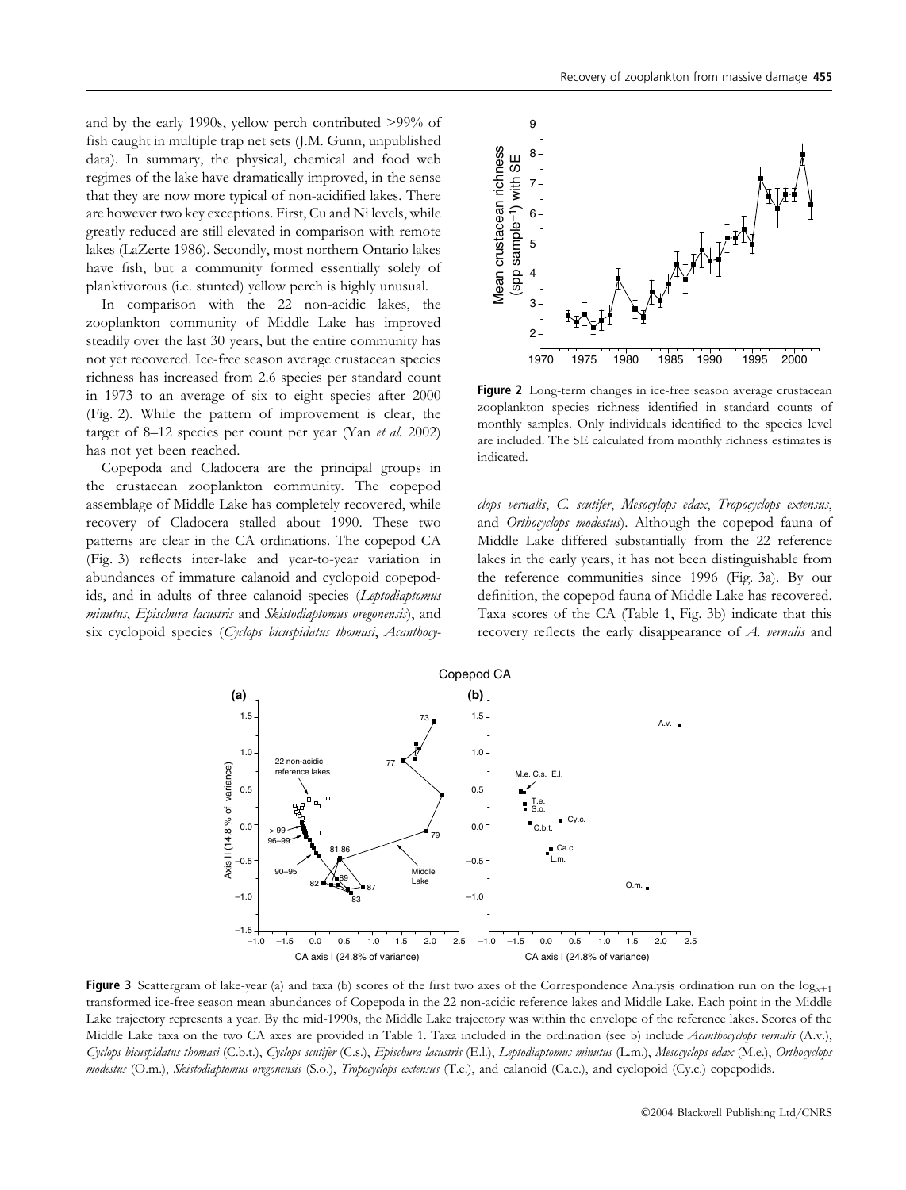and by the early 1990s, yellow perch contributed >99% of fish caught in multiple trap net sets (J.M. Gunn, unpublished data). In summary, the physical, chemical and food web regimes of the lake have dramatically improved, in the sense that they are now more typical of non-acidified lakes. There are however two key exceptions. First, Cu and Ni levels, while greatly reduced are still elevated in comparison with remote lakes (LaZerte 1986). Secondly, most northern Ontario lakes have fish, but a community formed essentially solely of planktivorous (i.e. stunted) yellow perch is highly unusual.

In comparison with the 22 non-acidic lakes, the zooplankton community of Middle Lake has improved steadily over the last 30 years, but the entire community has not yet recovered. Ice-free season average crustacean species richness has increased from 2.6 species per standard count in 1973 to an average of six to eight species after 2000 (Fig. 2). While the pattern of improvement is clear, the target of 8–12 species per count per year (Yan *et al.* 2002) has not yet been reached.

Copepoda and Cladocera are the principal groups in the crustacean zooplankton community. The copepod assemblage of Middle Lake has completely recovered, while recovery of Cladocera stalled about 1990. These two patterns are clear in the CA ordinations. The copepod CA (Fig. 3) reflects inter-lake and year-to-year variation in abundances of immature calanoid and cyclopoid copepodids, and in adults of three calanoid species (*Leptodiaptomus minutus*, *Epischura lacustris* and *Skistodiaptomus oregonensis*), and six cyclopoid species (*Cyclops bicuspidatus thomasi*, *Acanthocyclops vernalis*, *C. scutifer*, *Mesocyclops edax*, *Tropocyclops extensus*, and *Orthocyclops modestus*). Although the copepod fauna of Middle Lake differed substantially from the 22 reference lakes in the early years, it has not been distinguishable from the reference communities since 1996 (Fig. 3a). By our definition, the copepod fauna of Middle Lake has recovered. Taxa scores of the CA (Table 1, Fig. 3b) indicate that this recovery reflects the early disappearance of *A. vernalis* and

**Figure 2** Long-term changes in ice-free season average crustacean zooplankton species richness identified in standard counts of monthly samples. Only individuals identified to the species level are included. The SE calculated from monthly richness estimates is indicated.

**Figure 3** Scattergram of lake-year (a) and taxa (b) scores of the first two axes of the Correspondence Analysis ordination run on the $\log_{x+1}$ transformed ice-free season mean abundances of Copepoda in the 22 non-acidic reference lakes and Middle Lake. Each point in the Middle Lake trajectory represents a year. By the mid-1990s, the Middle Lake trajectory was within the envelope of the reference lakes. Scores of the Middle Lake taxa on the two CA axes are provided in Table 1. Taxa included in the ordination (see b) include *Acanthocyclops vernalis* (A.v.), *Cyclops bicuspidatus thomasi* (C.b.t.), *Cyclops scutifer* (C.s.), *Epischura lacustris* (E.l.), *Leptodiaptomus minutus* (L.m.), *Mesocyclops edax* (M.e.), *Orthocyclops modestus* (O.m.), *Skistodiaptomus oregonensis* (S.o.), *Tropocyclops extensus* (T.e.), and calanoid (Ca.c.), and cyclopoid (Cy.c.) copepodids.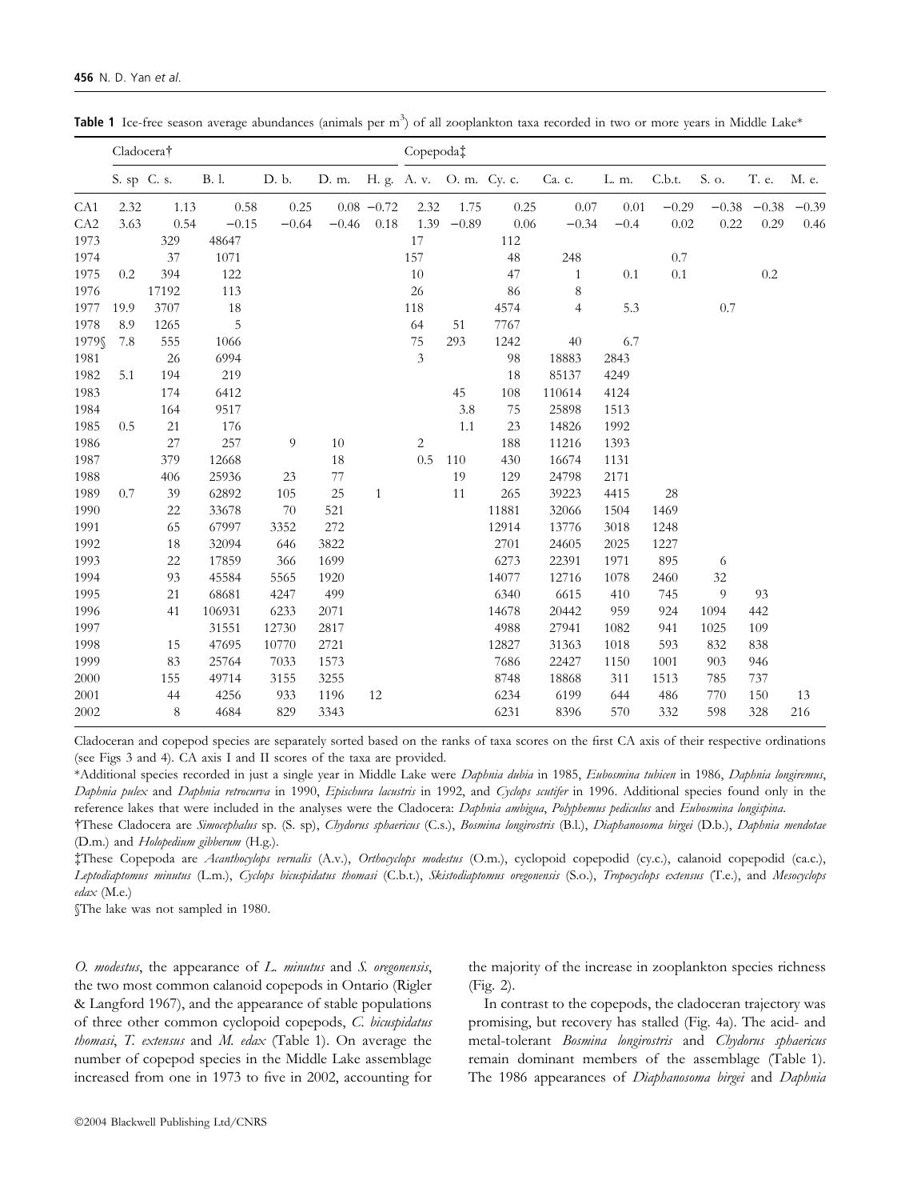**Table 1** Ice-free season average abundances (animals per m$^3$) of all zooplankton taxa recorded in two or more years in Middle Lake*

| | Cladocera† | | | | | | Copepoda‡ | | | | | | | | |
|---|---|---|---|---|---|---|---|---|---|---|---|---|---|---|---|
| | S. sp | C. s. | B. l. | D. b. | D. m. | H. g. | A. v. | O. m. | Cy. c. | Ca. c. | L. m. | C.b.t. | S. o. | T. e. | M. e. |
| CA1 | 2.32 | 1.13 | 0.58 | 0.25 | 0.08 | −0.72 | 2.32 | 1.75 | 0.25 | 0.07 | 0.01 | −0.29 | −0.38 | −0.38 | −0.39 |
| CA2 | 3.63 | 0.54 | −0.15 | −0.64 | −0.46 | 0.18 | 1.39 | −0.89 | 0.06 | −0.34 | −0.4 | 0.02 | 0.22 | 0.29 | 0.46 |
| 1973 | | 329 | 48647 | | | | 17 | | 112 | | | | | | |
| 1974 | | 37 | 1071 | | | | 157 | | 48 | 248 | | 0.7 | | | |
| 1975 | 0.2 | 394 | 122 | | | | 10 | | 47 | 1 | 0.1 | 0.1 | | 0.2 | |
| 1976 | | 17192 | 113 | | | | 26 | | 86 | 8 | | | | | |
| 1977 | 19.9 | 3707 | 18 | | | | 118 | | 4574 | 4 | 5.3 | | 0.7 | | |
| 1978 | 8.9 | 1265 | 5 | | | | 64 | 51 | 7767 | | | | | | |
| 1979§ | 7.8 | 555 | 1066 | | | | 75 | 293 | 1242 | 40 | 6.7 | | | | |
| 1981 | | 26 | 6994 | | | | 3 | | 98 | 18883 | 2843 | | | | |
| 1982 | 5.1 | 194 | 219 | | | | | | 18 | 85137 | 4249 | | | | |
| 1983 | | 174 | 6412 | | | | | 45 | 108 | 110614 | 4124 | | | | |
| 1984 | | 164 | 9517 | | | | | 3.8 | 75 | 25898 | 1513 | | | | |
| 1985 | 0.5 | 21 | 176 | | | | | 1.1 | 23 | 14826 | 1992 | | | | |
| 1986 | | 27 | 257 | 9 | 10 | | 2 | | 188 | 11216 | 1393 | | | | |
| 1987 | | 379 | 12668 | | 18 | | 0.5 | 110 | 430 | 16674 | 1131 | | | | |
| 1988 | | 406 | 25936 | 23 | 77 | | | 19 | 129 | 24798 | 2171 | | | | |
| 1989 | 0.7 | 39 | 62892 | 105 | 25 | 1 | | 11 | 265 | 39223 | 4415 | 28 | | | |
| 1990 | | 22 | 33678 | 70 | 521 | | | | 11881 | 32066 | 1504 | 1469 | | | |
| 1991 | | 65 | 67997 | 3352 | 272 | | | | 12914 | 13776 | 3018 | 1248 | | | |
| 1992 | | 18 | 32094 | 646 | 3822 | | | | 2701 | 24605 | 2025 | 1227 | | | |
| 1993 | | 22 | 17859 | 366 | 1699 | | | | 6273 | 22391 | 1971 | 895 | 6 | | |
| 1994 | | 93 | 45584 | 5565 | 1920 | | | | 14077 | 12716 | 1078 | 2460 | 32 | | |
| 1995 | | 21 | 68681 | 4247 | 499 | | | | 6340 | 6615 | 410 | 745 | 9 | 93 | |
| 1996 | | 41 | 106931 | 6233 | 2071 | | | | 14678 | 20442 | 959 | 924 | 1094 | 442 | |
| 1997 | | | 31551 | 12730 | 2817 | | | | 4988 | 27941 | 1082 | 941 | 1025 | 109 | |
| 1998 | | 15 | 47695 | 10770 | 2721 | | | | 12827 | 31363 | 1018 | 593 | 832 | 838 | |
| 1999 | | 83 | 25764 | 7033 | 1573 | | | | 7686 | 22427 | 1150 | 1001 | 903 | 946 | |
| 2000 | | 155 | 49714 | 3155 | 3255 | | | | 8748 | 18868 | 311 | 1513 | 785 | 737 | |
| 2001 | | 44 | 4256 | 933 | 1196 | 12 | | | 6234 | 6199 | 644 | 486 | 770 | 150 | 13 |
| 2002 | | 8 | 4684 | 829 | 3343 | | | | 6231 | 8396 | 570 | 332 | 598 | 328 | 216 |

Cladoceran and copepod species are separately sorted based on the ranks of taxa scores on the first CA axis of their respective ordinations (see Figs 3 and 4). CA axis I and II scores of the taxa are provided.

*Additional species recorded in just a single year in Middle Lake were *Daphnia dubia* in 1985, *Eubosmina tubicen* in 1986, *Daphnia longiremus*, *Daphnia pulex* and *Daphnia retrocurva* in 1990, *Epischura lacustris* in 1992, and *Cyclops scutifer* in 1996. Additional species found only in the reference lakes that were included in the analyses were the Cladocera: *Daphnia ambigua*, *Polyphemus pediculus* and *Eubosmina longispina*.

†These Cladocera are *Simocephalus* sp. (S. sp), *Chydorus sphaericus* (C.s.), *Bosmina longirostris* (B.l.), *Diaphanosoma birgei* (D.b.), *Daphnia mendotae* (D.m.) and *Holopedium gibberum* (H.g.).

‡These Copepoda are *Acanthocylops vernalis* (A.v.), *Orthocyclops modestus* (O.m.), cyclopoid copepodid (cy.c.), calanoid copepodid (ca.c.), *Leptodiaptomus minutus* (L.m.), *Cyclops bicuspidatus thomasi* (C.b.t.), *Skistodiaptomus oregonensis* (S.o.), *Tropocyclops extensus* (T.e.), and *Mesocyclops edax* (M.e.)

§The lake was not sampled in 1980.

*O. modestus*, the appearance of *L. minutus* and *S. oregonensis*, the two most common calanoid copepods in Ontario (Rigler & Langford 1967), and the appearance of stable populations of three other common cyclopoid copepods, *C. bicuspidatus thomasi*, *T. extensus* and *M. edax* (Table 1). On average the number of copepod species in the Middle Lake assemblage increased from one in 1973 to five in 2002, accounting for the majority of the increase in zooplankton species richness (Fig. 2).

In contrast to the copepods, the cladoceran trajectory was promising, but recovery has stalled (Fig. 4a). The acid- and metal-tolerant *Bosmina longirostris* and *Chydorus sphaericus* remain dominant members of the assemblage (Table 1). The 1986 appearances of *Diaphanosoma birgei* and *Daphnia*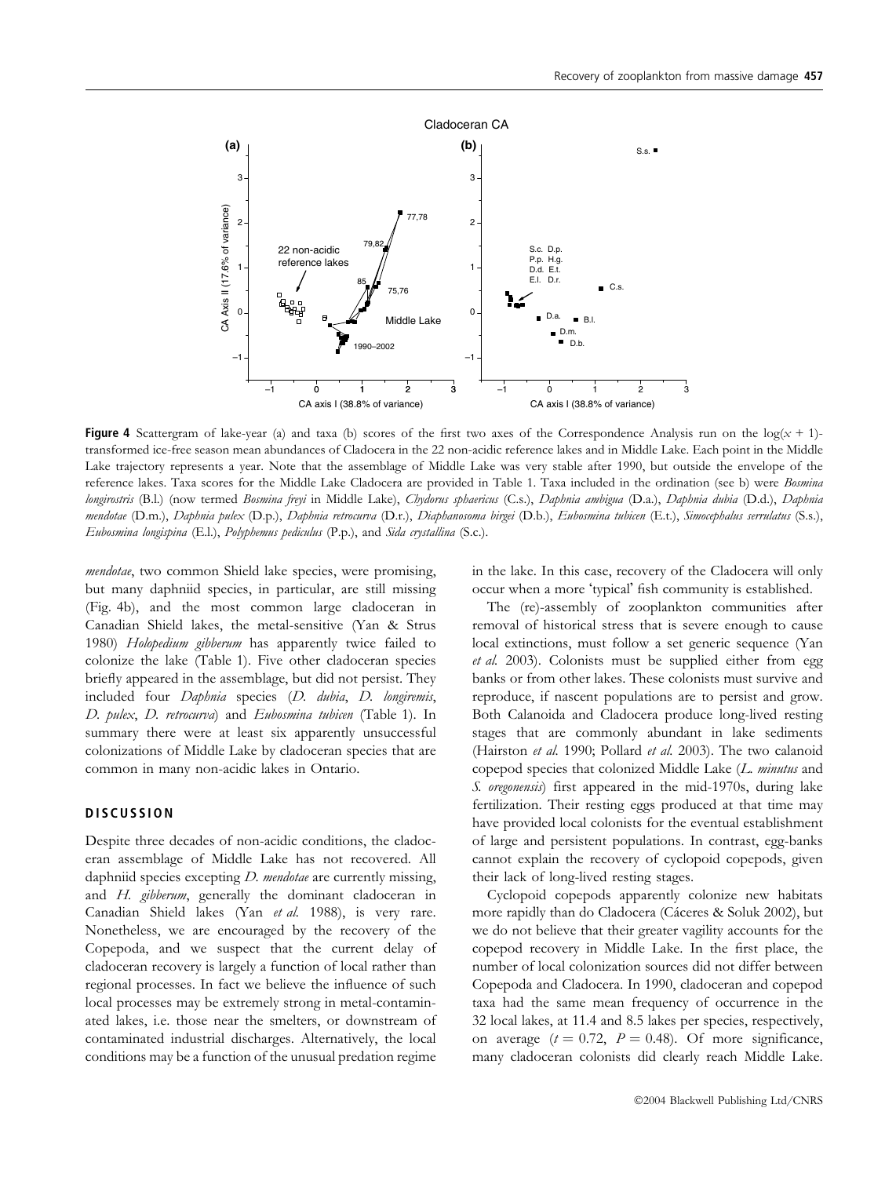**Figure 4** Scattergram of lake-year (a) and taxa (b) scores of the first two axes of the Correspondence Analysis run on the log($x$ + 1)-transformed ice-free season mean abundances of Cladocera in the 22 non-acidic reference lakes and in Middle Lake. Each point in the Middle Lake trajectory represents a year. Note that the assemblage of Middle Lake was very stable after 1990, but outside the envelope of the reference lakes. Taxa scores for the Middle Lake Cladocera are provided in Table 1. Taxa included in the ordination (see b) were *Bosmina longirostris* (B.l.) (now termed *Bosmina freyi* in Middle Lake), *Chydorus sphaericus* (C.s.), *Daphnia ambigua* (D.a.), *Daphnia dubia* (D.d.), *Daphnia mendotae* (D.m.), *Daphnia pulex* (D.p.), *Daphnia retrocurva* (D.r.), *Diaphanosoma birgei* (D.b.), *Eubosmina tubicen* (E.t.), *Simocephalus serrulatus* (S.s.), *Eubosmina longispina* (E.l.), *Polyphemus pediculus* (P.p.), and *Sida crystallina* (S.c.).

*mendotae*, two common Shield lake species, were promising, but many daphniid species, in particular, are still missing (Fig. 4b), and the most common large cladoceran in Canadian Shield lakes, the metal-sensitive (Yan & Strus 1980) *Holopedium gibberum* has apparently twice failed to colonize the lake (Table 1). Five other cladoceran species briefly appeared in the assemblage, but did not persist. They included four *Daphnia* species (*D. dubia*, *D. longiremis*, *D. pulex*, *D. retrocurva*) and *Eubosmina tubicen* (Table 1). In summary there were at least six apparently unsuccessful colonizations of Middle Lake by cladoceran species that are common in many non-acidic lakes in Ontario.

## DISCUSSION

Despite three decades of non-acidic conditions, the cladoceran assemblage of Middle Lake has not recovered. All daphniid species excepting *D. mendotae* are currently missing, and *H. gibberum*, generally the dominant cladoceran in Canadian Shield lakes (Yan *et al.* 1988), is very rare. Nonetheless, we are encouraged by the recovery of the Copepoda, and we suspect that the current delay of cladoceran recovery is largely a function of local rather than regional processes. In fact we believe the influence of such local processes may be extremely strong in metal-contaminated lakes, i.e. those near the smelters, or downstream of contaminated industrial discharges. Alternatively, the local conditions may be a function of the unusual predation regime in the lake. In this case, recovery of the Cladocera will only occur when a more 'typical' fish community is established.

The (re)-assembly of zooplankton communities after removal of historical stress that is severe enough to cause local extinctions, must follow a set generic sequence (Yan *et al.* 2003). Colonists must be supplied either from egg banks or from other lakes. These colonists must survive and reproduce, if nascent populations are to persist and grow. Both Calanoida and Cladocera produce long-lived resting stages that are commonly abundant in lake sediments (Hairston *et al.* 1990; Pollard *et al.* 2003). The two calanoid copepod species that colonized Middle Lake (*L. minutus* and *S. oregonensis*) first appeared in the mid-1970s, during lake fertilization. Their resting eggs produced at that time may have provided local colonists for the eventual establishment of large and persistent populations. In contrast, egg-banks cannot explain the recovery of cyclopoid copepods, given their lack of long-lived resting stages.

Cyclopoid copepods apparently colonize new habitats more rapidly than do Cladocera (Cáceres & Soluk 2002), but we do not believe that their greater vagility accounts for the copepod recovery in Middle Lake. In the first place, the number of local colonization sources did not differ between Copepoda and Cladocera. In 1990, cladoceran and copepod taxa had the same mean frequency of occurrence in the 32 local lakes, at 11.4 and 8.5 lakes per species, respectively, on average ($t = 0.72$, $P = 0.48$). Of more significance, many cladoceran colonists did clearly reach Middle Lake.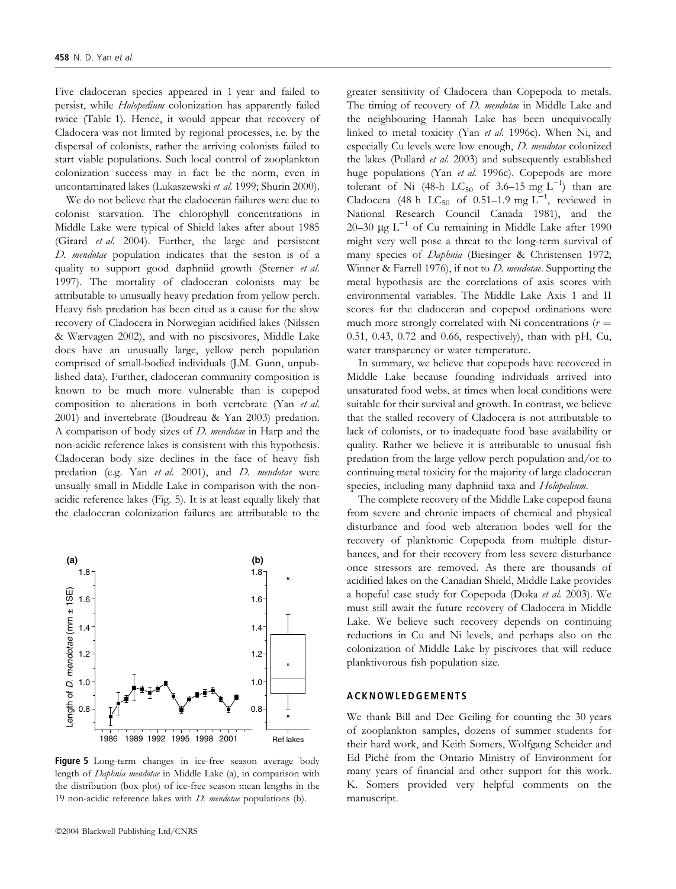Five cladoceran species appeared in 1 year and failed to persist, while *Holopedium* colonization has apparently failed twice (Table 1). Hence, it would appear that recovery of Cladocera was not limited by regional processes, i.e. by the dispersal of colonists, rather the arriving colonists failed to start viable populations. Such local control of zooplankton colonization success may in fact be the norm, even in uncontaminated lakes (Lukaszewski *et al.* 1999; Shurin 2000).

We do not believe that the cladoceran failures were due to colonist starvation. The chlorophyll concentrations in Middle Lake were typical of Shield lakes after about 1985 (Girard *et al.* 2004). Further, the large and persistent *D. mendotae* population indicates that the seston is of a quality to support good daphniid growth (Sterner *et al.* 1997). The mortality of cladoceran colonists may be attributable to unusually heavy predation from yellow perch. Heavy fish predation has been cited as a cause for the slow recovery of Cladocera in Norwegian acidified lakes (Nilssen & Wærvagen 2002), and with no piscivores, Middle Lake does have an unusually large, yellow perch population comprised of small-bodied individuals (J.M. Gunn, unpublished data). Further, cladoceran community composition is known to be much more vulnerable than is copepod composition to alterations in both vertebrate (Yan *et al.* 2001) and invertebrate (Boudreau & Yan 2003) predation. A comparison of body sizes of *D. mendotae* in Harp and the non-acidic reference lakes is consistent with this hypothesis. Cladoceran body size declines in the face of heavy fish predation (e.g. Yan *et al.* 2001), and *D. mendotae* were unsually small in Middle Lake in comparison with the non-acidic reference lakes (Fig. 5). It is at least equally likely that the cladoceran colonization failures are attributable to the greater sensitivity of Cladocera than Copepoda to metals. The timing of recovery of *D. mendotae* in Middle Lake and the neighbouring Hannah Lake has been unequivocally linked to metal toxicity (Yan *et al.* 1996c). When Ni, and especially Cu levels were low enough, *D. mendotae* colonized the lakes (Pollard *et al.* 2003) and subsequently established huge populations (Yan *et al.* 1996c). Copepods are more tolerant of Ni (48-h $LC_{50}$ of 3.6–15 mg $L^{-1}$) than are Cladocera (48 h $LC_{50}$ of 0.51–1.9 mg $L^{-1}$, reviewed in National Research Council Canada 1981), and the 20–30 μg $L^{-1}$ of Cu remaining in Middle Lake after 1990 might very well pose a threat to the long-term survival of many species of *Daphnia* (Biesinger & Christensen 1972; Winner & Farrell 1976), if not to *D. mendotae*. Supporting the metal hypothesis are the correlations of axis scores with environmental variables. The Middle Lake Axis 1 and II scores for the cladoceran and copepod ordinations were much more strongly correlated with Ni concentrations ($r =$ 0.51, 0.43, 0.72 and 0.66, respectively), than with pH, Cu, water transparency or water temperature.

**Figure 5** Long-term changes in ice-free season average body length of *Daphnia mendotae* in Middle Lake (a), in comparison with the distribution (box plot) of ice-free season mean lengths in the 19 non-acidic reference lakes with *D. mendotae* populations (b).

In summary, we believe that copepods have recovered in Middle Lake because founding individuals arrived into unsaturated food webs, at times when local conditions were suitable for their survival and growth. In contrast, we believe that the stalled recovery of Cladocera is not attributable to lack of colonists, or to inadequate food base availability or quality. Rather we believe it is attributable to unusual fish predation from the large yellow perch population and/or to continuing metal toxicity for the majority of large cladoceran species, including many daphniid taxa and *Holopedium*.

The complete recovery of the Middle Lake copepod fauna from severe and chronic impacts of chemical and physical disturbance and food web alteration bodes well for the recovery of planktonic Copepoda from multiple disturbances, and for their recovery from less severe disturbance once stressors are removed. As there are thousands of acidified lakes on the Canadian Shield, Middle Lake provides a hopeful case study for Copepoda (Doka *et al.* 2003). We must still await the future recovery of Cladocera in Middle Lake. We believe such recovery depends on continuing reductions in Cu and Ni levels, and perhaps also on the colonization of Middle Lake by piscivores that will reduce planktivorous fish population size.

## ACKNOWLEDGEMENTS

We thank Bill and Dee Geiling for counting the 30 years of zooplankton samples, dozens of summer students for their hard work, and Keith Somers, Wolfgang Scheider and Ed Piché from the Ontario Ministry of Environment for many years of financial and other support for this work. K. Somers provided very helpful comments on the manuscript.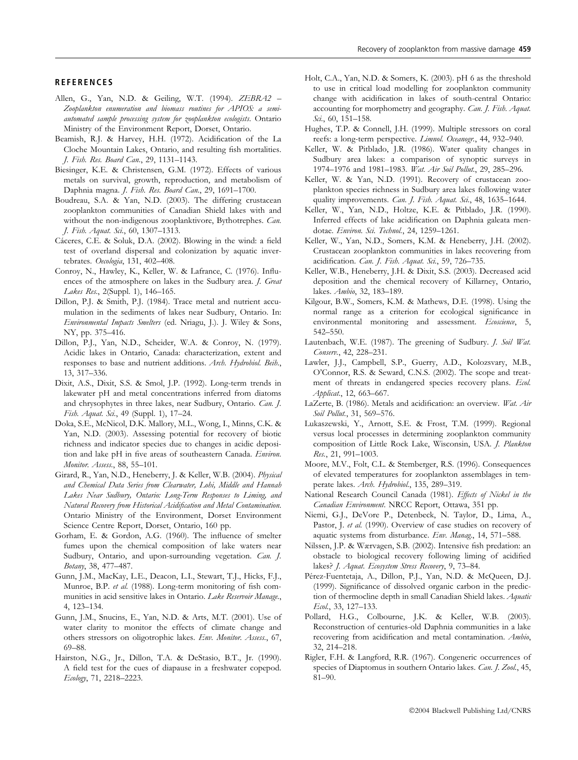## REFERENCES

Allen, G., Yan, N.D. & Geiling, W.T. (1994). *ZEBRA2 – Zooplankton enumeration and biomass routines for APIOS: a semi-automated sample processing system for zooplankton ecologists*. Ontario Ministry of the Environment Report, Dorset, Ontario.

Beamish, R.J. & Harvey, H.H. (1972). Acidification of the La Cloche Mountain Lakes, Ontario, and resulting fish mortalities. *J. Fish. Res. Board Can.*, 29, 1131–1143.

Biesinger, K.E. & Christensen, G.M. (1972). Effects of various metals on survival, growth, reproduction, and metabolism of Daphnia magna. *J. Fish. Res. Board Can.*, 29, 1691–1700.

Boudreau, S.A. & Yan, N.D. (2003). The differing crustacean zooplankton communities of Canadian Shield lakes with and without the non-indigenous zooplanktivore, Bythotrephes. *Can. J. Fish. Aquat. Sci.*, 60, 1307–1313.

Cáceres, C.E. & Soluk, D.A. (2002). Blowing in the wind: a field test of overland dispersal and colonization by aquatic invertebrates. *Oecologia*, 131, 402–408.

Conroy, N., Hawley, K., Keller, W. & Lafrance, C. (1976). Influences of the atmosphere on lakes in the Sudbury area. *J. Great Lakes Res.*, 2(Suppl. 1), 146–165.

Dillon, P.J. & Smith, P.J. (1984). Trace metal and nutrient accumulation in the sediments of lakes near Sudbury, Ontario. In: *Environmental Impacts Smelters* (ed. Nriagu, J.). J. Wiley & Sons, NY, pp. 375–416.

Dillon, P.J., Yan, N.D., Scheider, W.A. & Conroy, N. (1979). Acidic lakes in Ontario, Canada: characterization, extent and responses to base and nutrient additions. *Arch. Hydrobiol. Beih.*, 13, 317–336.

Dixit, A.S., Dixit, S.S. & Smol, J.P. (1992). Long-term trends in lakewater pH and metal concentrations inferred from diatoms and chrysophytes in three lakes, near Sudbury, Ontario. *Can. J. Fish. Aquat. Sci.*, 49 (Suppl. 1), 17–24.

Doka, S.E., McNicol, D.K. Mallory, M.L., Wong, I., Minns, C.K. & Yan, N.D. (2003). Assessing potential for recovery of biotic richness and indicator species due to changes in acidic deposition and lake pH in five areas of southeastern Canada. *Environ. Monitor. Assess.*, 88, 55–101.

Girard, R., Yan, N.D., Heneberry, J. & Keller, W.B. (2004). *Physical and Chemical Data Series from Clearwater, Lohi, Middle and Hannah Lakes Near Sudbury, Ontario: Long-Term Responses to Liming, and Natural Recovery from Historical Acidification and Metal Contamination*. Ontario Ministry of the Environment, Dorset Environment Science Centre Report, Dorset, Ontario, 160 pp.

Gorham, E. & Gordon, A.G. (1960). The influence of smelter fumes upon the chemical composition of lake waters near Sudbury, Ontario, and upon-surrounding vegetation. *Can. J. Botany*, 38, 477–487.

Gunn, J.M., MacKay, L.E., Deacon, L.I., Stewart, T.J., Hicks, F.J., Munroe, B.P. *et al.* (1988). Long-term monitoring of fish communities in acid sensitive lakes in Ontario. *Lake Reservoir Manage.*, 4, 123–134.

Gunn, J.M., Snucins, E., Yan, N.D. & Arts, M.T. (2001). Use of water clarity to monitor the effects of climate change and others stressors on oligotrophic lakes. *Env. Monitor. Assess.*, 67, 69–88.

Hairston, N.G., Jr., Dillon, T.A. & DeStasio, B.T., Jr. (1990). A field test for the cues of diapause in a freshwater copepod. *Ecology*, 71, 2218–2223.

Holt, C.A., Yan, N.D. & Somers, K. (2003). pH 6 as the threshold to use in critical load modelling for zooplankton community change with acidification in lakes of south-central Ontario: accounting for morphometry and geography. *Can. J. Fish. Aquat. Sci.*, 60, 151–158.

Hughes, T.P. & Connell, J.H. (1999). Multiple stressors on coral reefs: a long-term perspective. *Limnol. Oceanogr.*, 44, 932–940.

Keller, W. & Pitblado, J.R. (1986). Water quality changes in Sudbury area lakes: a comparison of synoptic surveys in 1974–1976 and 1981–1983. *Wat. Air Soil Pollut.*, 29, 285–296.

Keller, W. & Yan, N.D. (1991). Recovery of crustacean zooplankton species richness in Sudbury area lakes following water quality improvements. *Can. J. Fish. Aquat. Sci.*, 48, 1635–1644.

Keller, W., Yan, N.D., Holtze, K.E. & Pitblado, J.R. (1990). Inferred effects of lake acidification on Daphnia galeata mendotae. *Environ. Sci. Technol.*, 24, 1259–1261.

Keller, W., Yan, N.D., Somers, K.M. & Heneberry, J.H. (2002). Crustacean zooplankton communities in lakes recovering from acidification. *Can. J. Fish. Aquat. Sci.*, 59, 726–735.

Keller, W.B., Heneberry, J.H. & Dixit, S.S. (2003). Decreased acid deposition and the chemical recovery of Killarney, Ontario, lakes. *Ambio*, 32, 183–189.

Kilgour, B.W., Somers, K.M. & Mathews, D.E. (1998). Using the normal range as a criterion for ecological significance in environmental monitoring and assessment. *Ecoscience*, 5, 542–550.

Lautenbach, W.E. (1987). The greening of Sudbury. *J. Soil Wat. Conserv.*, 42, 228–231.

Lawler, J.J., Campbell, S.P., Guerry, A.D., Kolozsvary, M.B., O'Connor, R.S. & Seward, C.N.S. (2002). The scope and treatment of threats in endangered species recovery plans. *Ecol. Applicat.*, 12, 663–667.

LaZerte, B. (1986). Metals and acidification: an overview. *Wat. Air Soil Pollut.*, 31, 569–576.

Lukaszewski, Y., Arnott, S.E. & Frost, T.M. (1999). Regional versus local processes in determining zooplankton community composition of Little Rock Lake, Wisconsin, USA. *J. Plankton Res.*, 21, 991–1003.

Moore, M.V., Folt, C.L. & Stemberger, R.S. (1996). Consequences of elevated temperatures for zooplankton assemblages in temperate lakes. *Arch. Hydrobiol.*, 135, 289–319.

National Research Council Canada (1981). *Effects of Nickel in the Canadian Environment*. NRCC Report, Ottawa, 351 pp.

Niemi, G.J., DeVore P., Detenbeck, N. Taylor, D., Lima, A., Pastor, J. *et al.* (1990). Overview of case studies on recovery of aquatic systems from disturbance. *Env. Manag.*, 14, 571–588.

Nilssen, J.P. & Wærvagen, S.B. (2002). Intensive fish predation: an obstacle to biological recovery following liming of acidified lakes? *J. Aquat. Ecosystem Stress Recovery*, 9, 73–84.

Pérez-Fuentetaja, A., Dillon, P.J., Yan, N.D. & McQueen, D.J. (1999). Significance of dissolved organic carbon in the prediction of thermocline depth in small Canadian Shield lakes. *Aquatic Ecol.*, 33, 127–133.

Pollard, H.G., Colbourne, J.K. & Keller, W.B. (2003). Reconstruction of centuries-old Daphnia communities in a lake recovering from acidification and metal contamination. *Ambio*, 32, 214–218.

Rigler, F.H. & Langford, R.R. (1967). Congeneric occurrences of species of Diaptomus in southern Ontario lakes. *Can. J. Zool.*, 45, 81–90.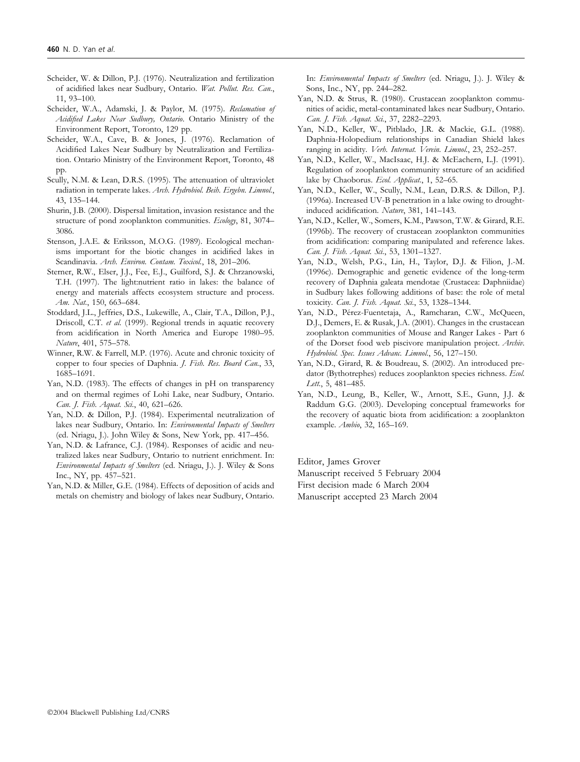Scheider, W. & Dillon, P.J. (1976). Neutralization and fertilization of acidified lakes near Sudbury, Ontario. *Wat. Pollut. Res. Can.*, 11, 93–100.

Scheider, W.A., Adamski, J. & Paylor, M. (1975). *Reclamation of Acidified Lakes Near Sudbury, Ontario*. Ontario Ministry of the Environment Report, Toronto, 129 pp.

Scheider, W.A., Cave, B. & Jones, J. (1976). Reclamation of Acidified Lakes Near Sudbury by Neutralization and Fertilization. Ontario Ministry of the Environment Report, Toronto, 48 pp.

Scully, N.M. & Lean, D.R.S. (1995). The attenuation of ultraviolet radiation in temperate lakes. *Arch. Hydrobiol. Beih. Ergebn. Limnol.*, 43, 135–144.

Shurin, J.B. (2000). Dispersal limitation, invasion resistance and the structure of pond zooplankton communities. *Ecology*, 81, 3074–3086.

Stenson, J.A.E. & Eriksson, M.O.G. (1989). Ecological mechanisms important for the biotic changes in acidified lakes in Scandinavia. *Arch. Environ. Contam. Toxicol.*, 18, 201–206.

Sterner, R.W., Elser, J.J., Fee, E.J., Guilford, S.J. & Chrzanowski, T.H. (1997). The light:nutrient ratio in lakes: the balance of energy and materials affects ecosystem structure and process. *Am. Nat.*, 150, 663–684.

Stoddard, J.L., Jeffries, D.S., Lukewille, A., Clair, T.A., Dillon, P.J., Driscoll, C.T. *et al.* (1999). Regional trends in aquatic recovery from acidification in North America and Europe 1980–95. *Nature*, 401, 575–578.

Winner, R.W. & Farrell, M.P. (1976). Acute and chronic toxicity of copper to four species of Daphnia. *J. Fish. Res. Board Can.*, 33, 1685–1691.

Yan, N.D. (1983). The effects of changes in pH on transparency and on thermal regimes of Lohi Lake, near Sudbury, Ontario. *Can. J. Fish. Aquat. Sci.*, 40, 621–626.

Yan, N.D. & Dillon, P.J. (1984). Experimental neutralization of lakes near Sudbury, Ontario. In: *Environmental Impacts of Smelters* (ed. Nriagu, J.). John Wiley & Sons, New York, pp. 417–456.

Yan, N.D. & Lafrance, C.J. (1984). Responses of acidic and neutralized lakes near Sudbury, Ontario to nutrient enrichment. In: *Environmental Impacts of Smelters* (ed. Nriagu, J.). J. Wiley & Sons Inc., NY, pp. 457–521.

Yan, N.D. & Miller, G.E. (1984). Effects of deposition of acids and metals on chemistry and biology of lakes near Sudbury, Ontario. In: *Environmental Impacts of Smelters* (ed. Nriagu, J.). J. Wiley & Sons, Inc., NY, pp. 244–282.

Yan, N.D. & Strus, R. (1980). Crustacean zooplankton communities of acidic, metal-contaminated lakes near Sudbury, Ontario. *Can. J. Fish. Aquat. Sci.*, 37, 2282–2293.

Yan, N.D., Keller, W., Pitblado, J.R. & Mackie, G.L. (1988). Daphnia-Holopedium relationships in Canadian Shield lakes ranging in acidity. *Verh. Internat. Verein. Limnol.*, 23, 252–257.

Yan, N.D., Keller, W., MacIsaac, H.J. & McEachern, L.J. (1991). Regulation of zooplankton community structure of an acidified lake by Chaoborus. *Ecol. Applicat.*, 1, 52–65.

Yan, N.D., Keller, W., Scully, N.M., Lean, D.R.S. & Dillon, P.J. (1996a). Increased UV-B penetration in a lake owing to drought-induced acidification. *Nature*, 381, 141–143.

Yan, N.D., Keller, W., Somers, K.M., Pawson, T.W. & Girard, R.E. (1996b). The recovery of crustacean zooplankton communities from acidification: comparing manipulated and reference lakes. *Can. J. Fish. Aquat. Sci.*, 53, 1301–1327.

Yan, N.D., Welsh, P.G., Lin, H., Taylor, D.J. & Filion, J.-M. (1996c). Demographic and genetic evidence of the long-term recovery of Daphnia galeata mendotae (Crustacea: Daphniidae) in Sudbury lakes following additions of base: the role of metal toxicity. *Can. J. Fish. Aquat. Sci.*, 53, 1328–1344.

Yan, N.D., Pérez-Fuentetaja, A., Ramcharan, C.W., McQueen, D.J., Demers, E. & Rusak, J.A. (2001). Changes in the crustacean zooplankton communities of Mouse and Ranger Lakes - Part 6 of the Dorset food web piscivore manipulation project. *Archiv. Hydrobiol. Spec. Issues Advanc. Limnol.*, 56, 127–150.

Yan, N.D., Girard, R. & Boudreau, S. (2002). An introduced predator (Bythotrephes) reduces zooplankton species richness. *Ecol. Lett.*, 5, 481–485.

Yan, N.D., Leung, B., Keller, W., Arnott, S.E., Gunn, J.J. & Raddum G.G. (2003). Developing conceptual frameworks for the recovery of aquatic biota from acidification: a zooplankton example. *Ambio*, 32, 165–169.

Editor, James Grover
Manuscript received 5 February 2004
First decision made 6 March 2004
Manuscript accepted 23 March 2004